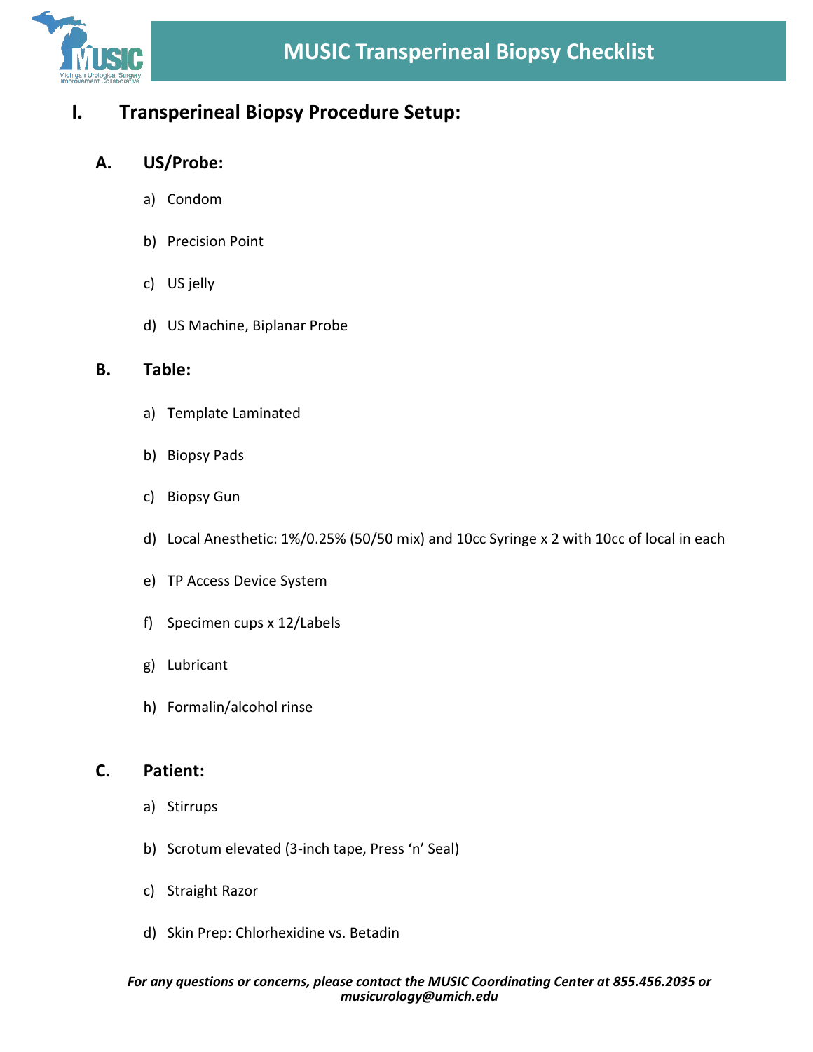# MUSIC Transperineal Biopsy Checklist

## I. Transperineal Biopsy Procedure Setup:

### A. US/Probe:

a) Condom

b) Precision Point

c) US jelly

d) US Machine, Biplanar Probe

### B. Table:

a) Template Laminated

b) Biopsy Pads

c) Biopsy Gun

d) Local Anesthetic: 1%/0.25% (50/50 mix) and 10cc Syringe x 2 with 10cc of local in each

e) TP Access Device System

f) Specimen cups x 12/Labels

g) Lubricant

h) Formalin/alcohol rinse

### C. Patient:

a) Stirrups

b) Scrotum elevated (3-inch tape, Press 'n' Seal)

c) Straight Razor

d) Skin Prep: Chlorhexidine vs. Betadin

***For any questions or concerns, please contact the MUSIC Coordinating Center at 855.456.2035 or musicurology@umich.edu***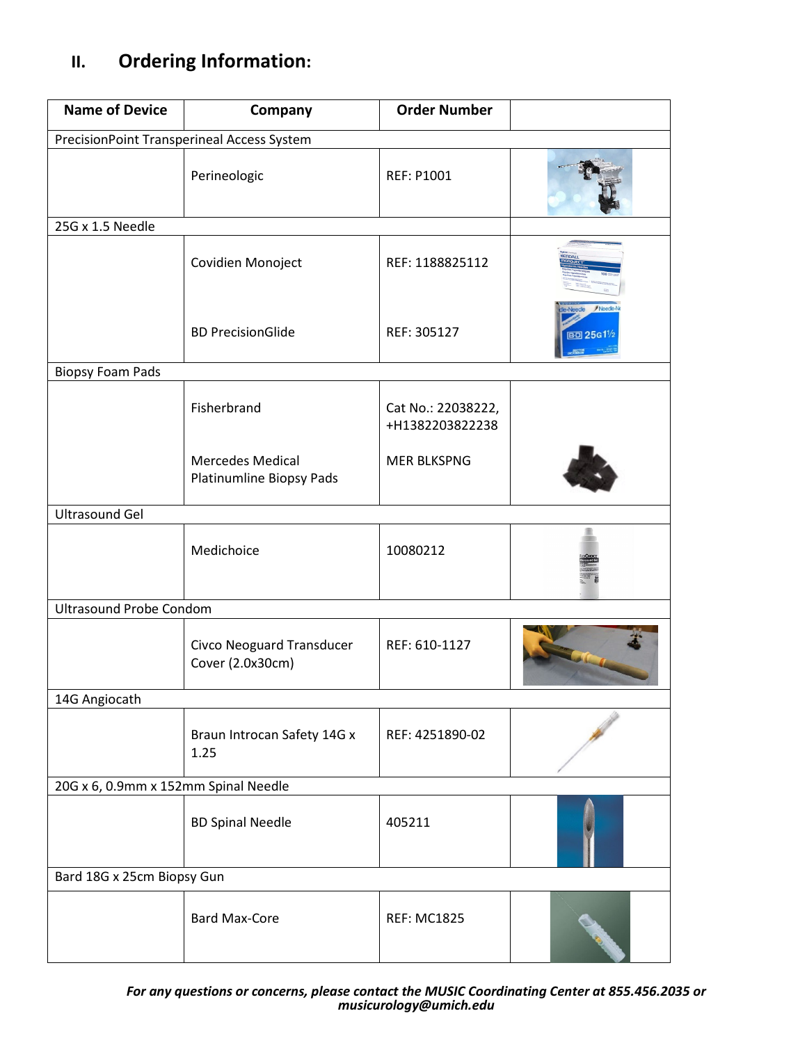## II. Ordering Information:

| Name of Device | Company | Order Number | |
|---|---|---|---|
| PrecisionPoint Transperineal Access System | | | |
| | Perineologic | REF: P1001 | |
| 25G x 1.5 Needle | | | |
| | Covidien Monoject | REF: 1188825112 | |
| | BD PrecisionGlide | REF: 305127 | |
| Biopsy Foam Pads | | | |
| | Fisherbrand | Cat No.: 22038222, +H1382203822238 | |
| | Mercedes Medical Platinumline Biopsy Pads | MER BLKSPNG | |
| Ultrasound Gel | | | |
| | Medichoice | 10080212 | |
| Ultrasound Probe Condom | | | |
| | Civco Neoguard Transducer Cover (2.0x30cm) | REF: 610-1127 | |
| 14G Angiocath | | | |
| | Braun Introcan Safety 14G x 1.25 | REF: 4251890-02 | |
| 20G x 6, 0.9mm x 152mm Spinal Needle | | | |
| | BD Spinal Needle | 405211 | |
| Bard 18G x 25cm Biopsy Gun | | | |
| | Bard Max-Core | REF: MC1825 | |

***For any questions or concerns, please contact the MUSIC Coordinating Center at 855.456.2035 or musicurology@umich.edu***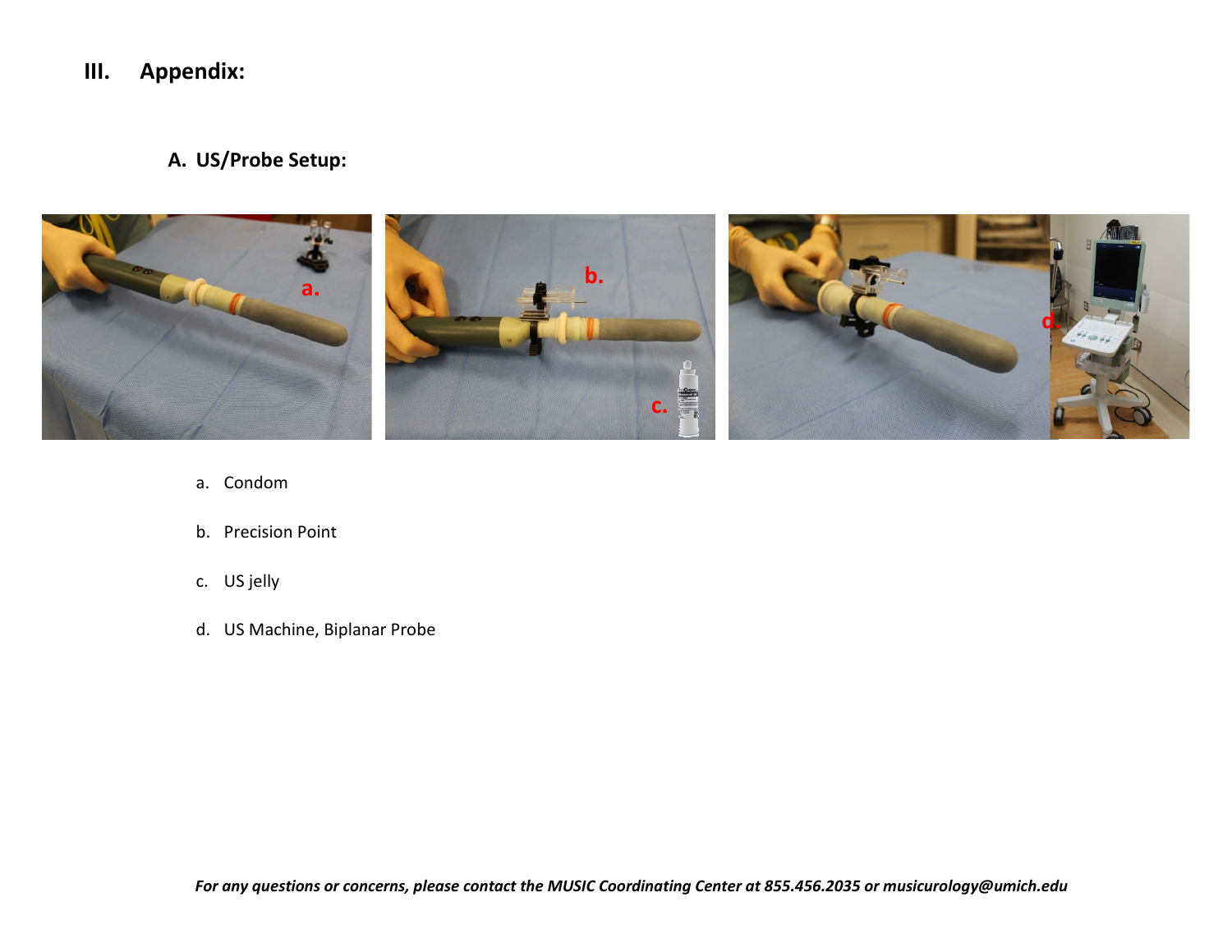# III. Appendix:

## A. US/Probe Setup:

a. Condom

b. Precision Point

c. US jelly

d. US Machine, Biplanar Probe

*For any questions or concerns, please contact the MUSIC Coordinating Center at 855.456.2035 or musicurology@umich.edu*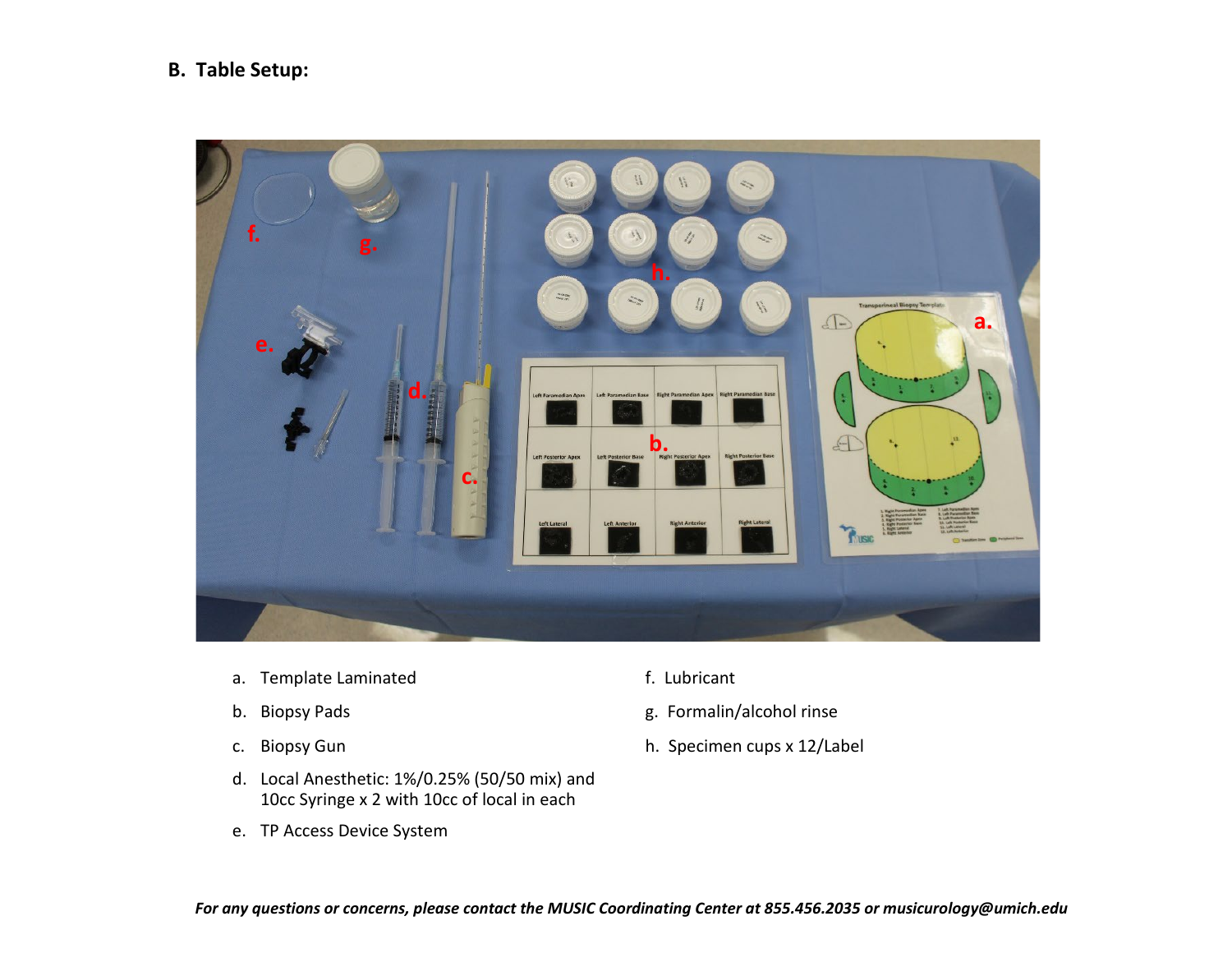## B. Table Setup:

a. Template Laminated

b. Biopsy Pads

c. Biopsy Gun

d. Local Anesthetic: 1%/0.25% (50/50 mix) and 10cc Syringe x 2 with 10cc of local in each

e. TP Access Device System

f. Lubricant

g. Formalin/alcohol rinse

h. Specimen cups x 12/Label

*For any questions or concerns, please contact the MUSIC Coordinating Center at 855.456.2035 or musicurology@umich.edu*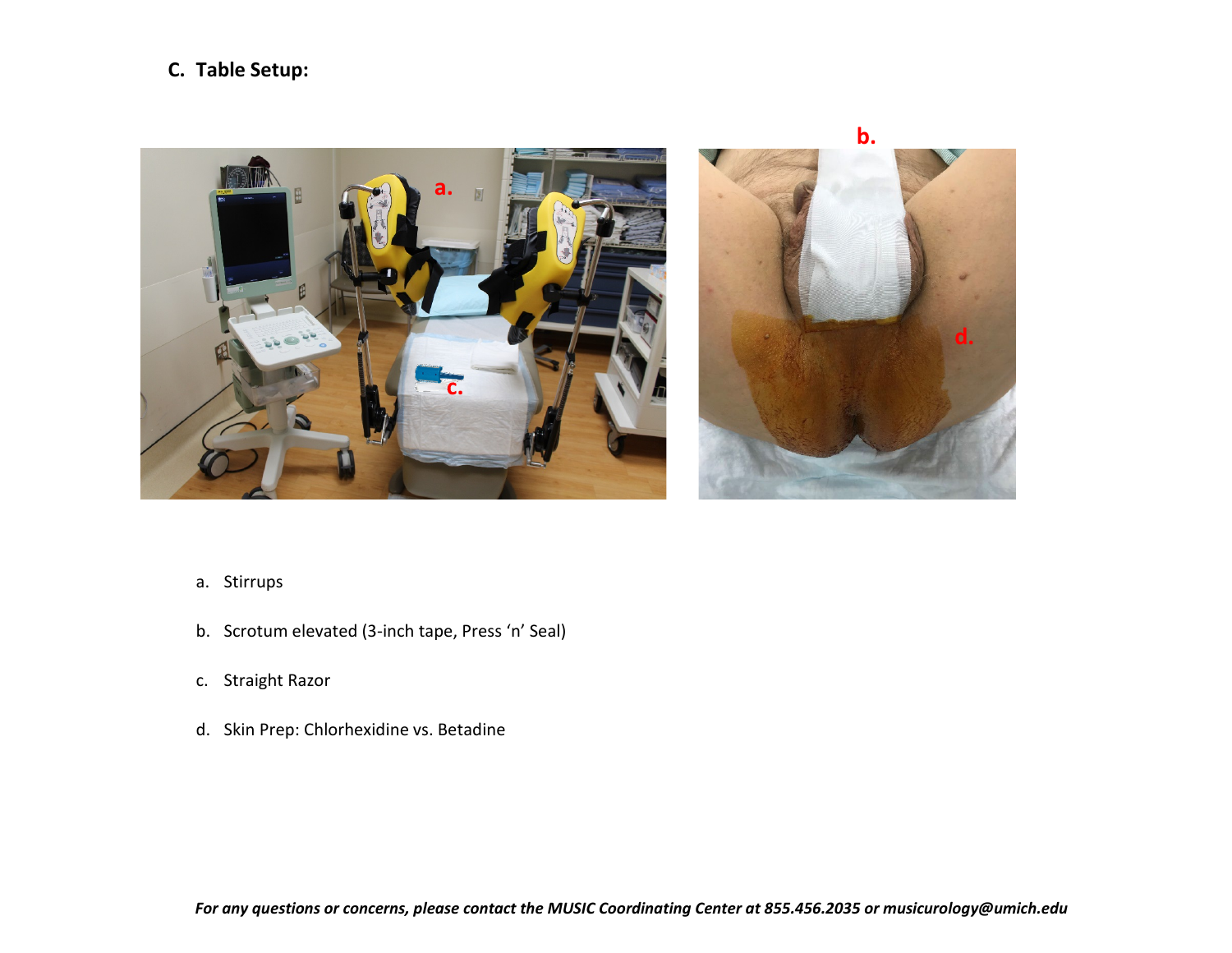### C. Table Setup:

a. Stirrups

b. Scrotum elevated (3-inch tape, Press 'n' Seal)

c. Straight Razor

d. Skin Prep: Chlorhexidine vs. Betadine

*For any questions or concerns, please contact the MUSIC Coordinating Center at 855.456.2035 or musicurology@umich.edu*